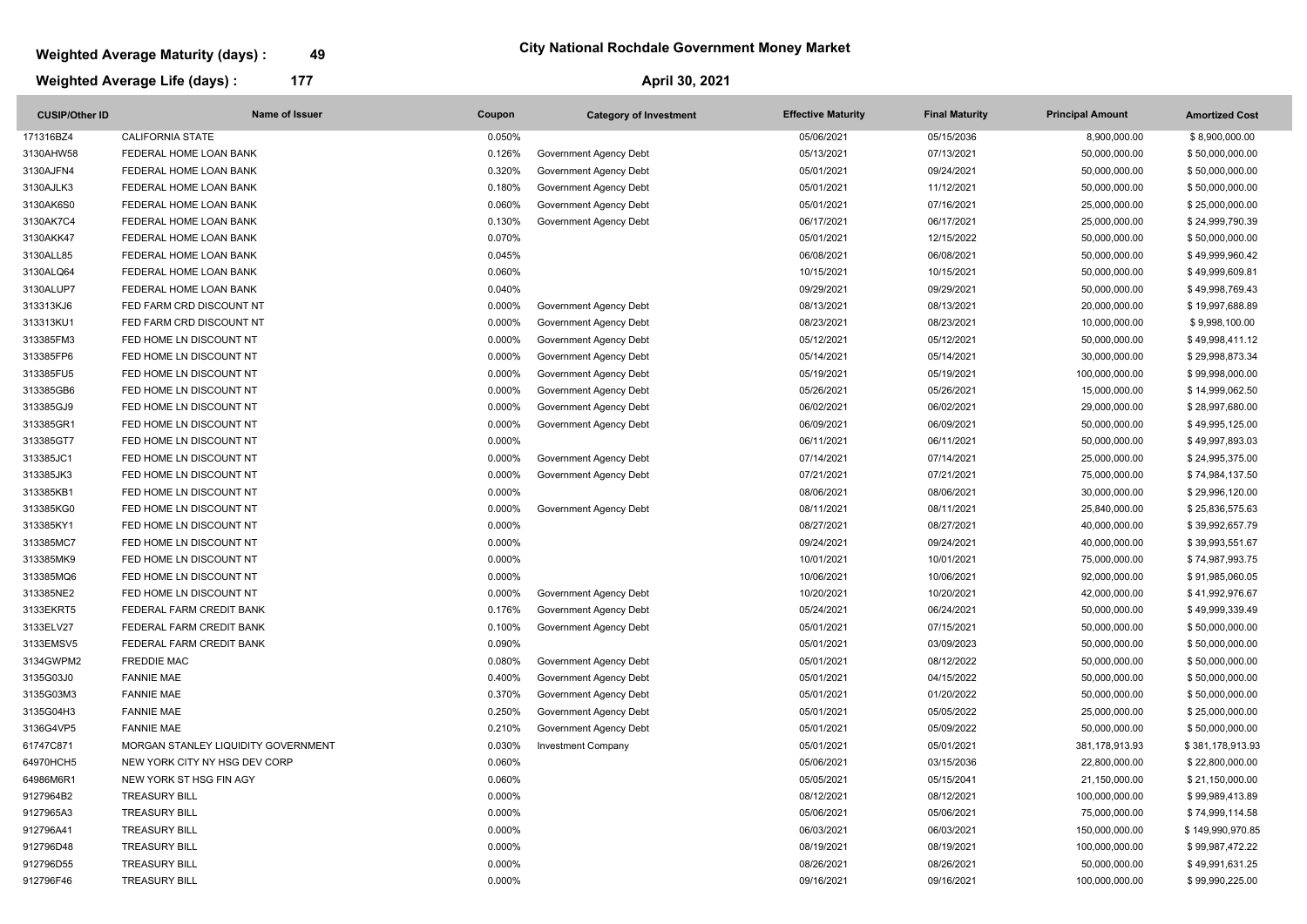**Weighted Average Maturity (days) : 49**

**Weighted Average Life (days) : 177**

# City National Rochdale Government Money Market

## April 30, 2021

| CUSIP/Other ID | Name of Issuer | Coupon | Category of Investment | Effective Maturity | Final Maturity | Principal Amount | Amortized Cost |
|---|---|---|---|---|---|---|---|
| 171316BZ4 | CALIFORNIA STATE | 0.050% | | 05/06/2021 | 05/15/2036 | 8,900,000.00 | $ 8,900,000.00 |
| 3130AHW58 | FEDERAL HOME LOAN BANK | 0.126% | Government Agency Debt | 05/13/2021 | 07/13/2021 | 50,000,000.00 | $ 50,000,000.00 |
| 3130AJFN4 | FEDERAL HOME LOAN BANK | 0.320% | Government Agency Debt | 05/01/2021 | 09/24/2021 | 50,000,000.00 | $ 50,000,000.00 |
| 3130AJLK3 | FEDERAL HOME LOAN BANK | 0.180% | Government Agency Debt | 05/01/2021 | 11/12/2021 | 50,000,000.00 | $ 50,000,000.00 |
| 3130AK6S0 | FEDERAL HOME LOAN BANK | 0.060% | Government Agency Debt | 05/01/2021 | 07/16/2021 | 25,000,000.00 | $ 25,000,000.00 |
| 3130AK7C4 | FEDERAL HOME LOAN BANK | 0.130% | Government Agency Debt | 06/17/2021 | 06/17/2021 | 25,000,000.00 | $ 24,999,790.39 |
| 3130AKK47 | FEDERAL HOME LOAN BANK | 0.070% | | 05/01/2021 | 12/15/2022 | 50,000,000.00 | $ 50,000,000.00 |
| 3130ALL85 | FEDERAL HOME LOAN BANK | 0.045% | | 06/08/2021 | 06/08/2021 | 50,000,000.00 | $ 49,999,960.42 |
| 3130ALQ64 | FEDERAL HOME LOAN BANK | 0.060% | | 10/15/2021 | 10/15/2021 | 50,000,000.00 | $ 49,999,609.81 |
| 3130ALUP7 | FEDERAL HOME LOAN BANK | 0.040% | | 09/29/2021 | 09/29/2021 | 50,000,000.00 | $ 49,998,769.43 |
| 313313KJ6 | FED FARM CRD DISCOUNT NT | 0.000% | Government Agency Debt | 08/13/2021 | 08/13/2021 | 20,000,000.00 | $ 19,997,688.89 |
| 313313KU1 | FED FARM CRD DISCOUNT NT | 0.000% | Government Agency Debt | 08/23/2021 | 08/23/2021 | 10,000,000.00 | $ 9,998,100.00 |
| 313385FM3 | FED HOME LN DISCOUNT NT | 0.000% | Government Agency Debt | 05/12/2021 | 05/12/2021 | 50,000,000.00 | $ 49,998,411.12 |
| 313385FP6 | FED HOME LN DISCOUNT NT | 0.000% | Government Agency Debt | 05/14/2021 | 05/14/2021 | 30,000,000.00 | $ 29,998,873.34 |
| 313385FU5 | FED HOME LN DISCOUNT NT | 0.000% | Government Agency Debt | 05/19/2021 | 05/19/2021 | 100,000,000.00 | $ 99,998,000.00 |
| 313385GB6 | FED HOME LN DISCOUNT NT | 0.000% | Government Agency Debt | 05/26/2021 | 05/26/2021 | 15,000,000.00 | $ 14,999,062.50 |
| 313385GJ9 | FED HOME LN DISCOUNT NT | 0.000% | Government Agency Debt | 06/02/2021 | 06/02/2021 | 29,000,000.00 | $ 28,997,680.00 |
| 313385GR1 | FED HOME LN DISCOUNT NT | 0.000% | Government Agency Debt | 06/09/2021 | 06/09/2021 | 50,000,000.00 | $ 49,995,125.00 |
| 313385GT7 | FED HOME LN DISCOUNT NT | 0.000% | | 06/11/2021 | 06/11/2021 | 50,000,000.00 | $ 49,997,893.03 |
| 313385JC1 | FED HOME LN DISCOUNT NT | 0.000% | Government Agency Debt | 07/14/2021 | 07/14/2021 | 25,000,000.00 | $ 24,995,375.00 |
| 313385JK3 | FED HOME LN DISCOUNT NT | 0.000% | Government Agency Debt | 07/21/2021 | 07/21/2021 | 75,000,000.00 | $ 74,984,137.50 |
| 313385KB1 | FED HOME LN DISCOUNT NT | 0.000% | | 08/06/2021 | 08/06/2021 | 30,000,000.00 | $ 29,996,120.00 |
| 313385KG0 | FED HOME LN DISCOUNT NT | 0.000% | Government Agency Debt | 08/11/2021 | 08/11/2021 | 25,840,000.00 | $ 25,836,575.63 |
| 313385KY1 | FED HOME LN DISCOUNT NT | 0.000% | | 08/27/2021 | 08/27/2021 | 40,000,000.00 | $ 39,992,657.79 |
| 313385MC7 | FED HOME LN DISCOUNT NT | 0.000% | | 09/24/2021 | 09/24/2021 | 40,000,000.00 | $ 39,993,551.67 |
| 313385MK9 | FED HOME LN DISCOUNT NT | 0.000% | | 10/01/2021 | 10/01/2021 | 75,000,000.00 | $ 74,987,993.75 |
| 313385MQ6 | FED HOME LN DISCOUNT NT | 0.000% | | 10/06/2021 | 10/06/2021 | 92,000,000.00 | $ 91,985,060.05 |
| 313385NE2 | FED HOME LN DISCOUNT NT | 0.000% | Government Agency Debt | 10/20/2021 | 10/20/2021 | 42,000,000.00 | $ 41,992,976.67 |
| 3133EKRT5 | FEDERAL FARM CREDIT BANK | 0.176% | Government Agency Debt | 05/24/2021 | 06/24/2021 | 50,000,000.00 | $ 49,999,339.49 |
| 3133ELV27 | FEDERAL FARM CREDIT BANK | 0.100% | Government Agency Debt | 05/01/2021 | 07/15/2021 | 50,000,000.00 | $ 50,000,000.00 |
| 3133EMSV5 | FEDERAL FARM CREDIT BANK | 0.090% | | 05/01/2021 | 03/09/2023 | 50,000,000.00 | $ 50,000,000.00 |
| 3134GWPM2 | FREDDIE MAC | 0.080% | Government Agency Debt | 05/01/2021 | 08/12/2022 | 50,000,000.00 | $ 50,000,000.00 |
| 3135G03J0 | FANNIE MAE | 0.400% | Government Agency Debt | 05/01/2021 | 04/15/2022 | 50,000,000.00 | $ 50,000,000.00 |
| 3135G03M3 | FANNIE MAE | 0.370% | Government Agency Debt | 05/01/2021 | 01/20/2022 | 50,000,000.00 | $ 50,000,000.00 |
| 3135G04H3 | FANNIE MAE | 0.250% | Government Agency Debt | 05/01/2021 | 05/05/2022 | 25,000,000.00 | $ 25,000,000.00 |
| 3136G4VP5 | FANNIE MAE | 0.210% | Government Agency Debt | 05/01/2021 | 05/09/2022 | 50,000,000.00 | $ 50,000,000.00 |
| 61747C871 | MORGAN STANLEY LIQUIDITY GOVERNMENT | 0.030% | Investment Company | 05/01/2021 | 05/01/2021 | 381,178,913.93 | $ 381,178,913.93 |
| 64970HCH5 | NEW YORK CITY NY HSG DEV CORP | 0.060% | | 05/06/2021 | 03/15/2036 | 22,800,000.00 | $ 22,800,000.00 |
| 64986M6R1 | NEW YORK ST HSG FIN AGY | 0.060% | | 05/05/2021 | 05/15/2041 | 21,150,000.00 | $ 21,150,000.00 |
| 9127964B2 | TREASURY BILL | 0.000% | | 08/12/2021 | 08/12/2021 | 100,000,000.00 | $ 99,989,413.89 |
| 9127965A3 | TREASURY BILL | 0.000% | | 05/06/2021 | 05/06/2021 | 75,000,000.00 | $ 74,999,114.58 |
| 912796A41 | TREASURY BILL | 0.000% | | 06/03/2021 | 06/03/2021 | 150,000,000.00 | $ 149,990,970.85 |
| 912796D48 | TREASURY BILL | 0.000% | | 08/19/2021 | 08/19/2021 | 100,000,000.00 | $ 99,987,472.22 |
| 912796D55 | TREASURY BILL | 0.000% | | 08/26/2021 | 08/26/2021 | 50,000,000.00 | $ 49,991,631.25 |
| 912796F46 | TREASURY BILL | 0.000% | | 09/16/2021 | 09/16/2021 | 100,000,000.00 | $ 99,990,225.00 |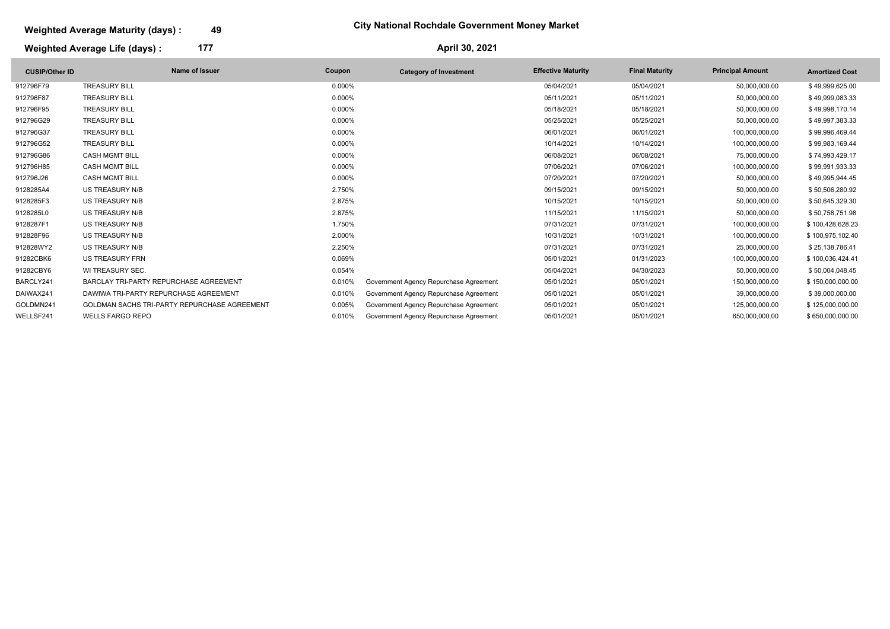**Weighted Average Maturity (days) :** **49**

**Weighted Average Life (days) :** **177**

# City National Rochdale Government Money Market

## April 30, 2021

| CUSIP/Other ID | Name of Issuer | Coupon | Category of Investment | Effective Maturity | Final Maturity | Principal Amount | Amortized Cost |
|---|---|---|---|---|---|---|---|
| 912796F79 | TREASURY BILL | 0.000% | | 05/04/2021 | 05/04/2021 | 50,000,000.00 | $ 49,999,625.00 |
| 912796F87 | TREASURY BILL | 0.000% | | 05/11/2021 | 05/11/2021 | 50,000,000.00 | $ 49,999,083.33 |
| 912796F95 | TREASURY BILL | 0.000% | | 05/18/2021 | 05/18/2021 | 50,000,000.00 | $ 49,998,170.14 |
| 912796G29 | TREASURY BILL | 0.000% | | 05/25/2021 | 05/25/2021 | 50,000,000.00 | $ 49,997,383.33 |
| 912796G37 | TREASURY BILL | 0.000% | | 06/01/2021 | 06/01/2021 | 100,000,000.00 | $ 99,996,469.44 |
| 912796G52 | TREASURY BILL | 0.000% | | 10/14/2021 | 10/14/2021 | 100,000,000.00 | $ 99,983,169.44 |
| 912796G86 | CASH MGMT BILL | 0.000% | | 06/08/2021 | 06/08/2021 | 75,000,000.00 | $ 74,993,429.17 |
| 912796H85 | CASH MGMT BILL | 0.000% | | 07/06/2021 | 07/06/2021 | 100,000,000.00 | $ 99,991,933.33 |
| 912796J26 | CASH MGMT BILL | 0.000% | | 07/20/2021 | 07/20/2021 | 50,000,000.00 | $ 49,995,944.45 |
| 9128285A4 | US TREASURY N/B | 2.750% | | 09/15/2021 | 09/15/2021 | 50,000,000.00 | $ 50,506,280.92 |
| 9128285F3 | US TREASURY N/B | 2.875% | | 10/15/2021 | 10/15/2021 | 50,000,000.00 | $ 50,645,329.30 |
| 9128285L0 | US TREASURY N/B | 2.875% | | 11/15/2021 | 11/15/2021 | 50,000,000.00 | $ 50,758,751.98 |
| 9128287F1 | US TREASURY N/B | 1.750% | | 07/31/2021 | 07/31/2021 | 100,000,000.00 | $ 100,428,628.23 |
| 912828F96 | US TREASURY N/B | 2.000% | | 10/31/2021 | 10/31/2021 | 100,000,000.00 | $ 100,975,102.40 |
| 912828WY2 | US TREASURY N/B | 2.250% | | 07/31/2021 | 07/31/2021 | 25,000,000.00 | $ 25,138,786.41 |
| 91282CBK6 | US TREASURY FRN | 0.069% | | 05/01/2021 | 01/31/2023 | 100,000,000.00 | $ 100,036,424.41 |
| 91282CBY6 | WI TREASURY SEC. | 0.054% | | 05/04/2021 | 04/30/2023 | 50,000,000.00 | $ 50,004,048.45 |
| BARCLY241 | BARCLAY TRI-PARTY REPURCHASE AGREEMENT | 0.010% | Government Agency Repurchase Agreement | 05/01/2021 | 05/01/2021 | 150,000,000.00 | $ 150,000,000.00 |
| DAIWAX241 | DAWIWA TRI-PARTY REPURCHASE AGREEMENT | 0.010% | Government Agency Repurchase Agreement | 05/01/2021 | 05/01/2021 | 39,000,000.00 | $ 39,000,000.00 |
| GOLDMN241 | GOLDMAN SACHS TRI-PARTY REPURCHASE AGREEMENT | 0.005% | Government Agency Repurchase Agreement | 05/01/2021 | 05/01/2021 | 125,000,000.00 | $ 125,000,000.00 |
| WELLSF241 | WELLS FARGO REPO | 0.010% | Government Agency Repurchase Agreement | 05/01/2021 | 05/01/2021 | 650,000,000.00 | $ 650,000,000.00 |